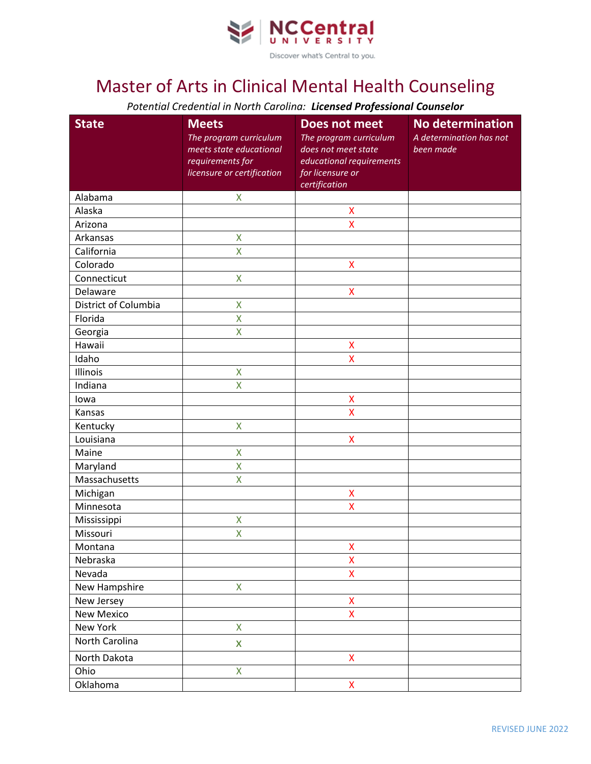# Master of Arts in Clinical Mental Health Counseling

*Potential Credential in North Carolina:* ***Licensed Professional Counselor***

| State | Meets *The program curriculum meets state educational requirements for licensure or certification* | Does not meet *The program curriculum does not meet state educational requirements for licensure or certification* | No determination *A determination has not been made* |
|---|---|---|---|
| Alabama | X | | |
| Alaska | | X | |
| Arizona | | X | |
| Arkansas | X | | |
| California | X | | |
| Colorado | | X | |
| Connecticut | X | | |
| Delaware | | X | |
| District of Columbia | X | | |
| Florida | X | | |
| Georgia | X | | |
| Hawaii | | X | |
| Idaho | | X | |
| Illinois | X | | |
| Indiana | X | | |
| Iowa | | X | |
| Kansas | | X | |
| Kentucky | X | | |
| Louisiana | | X | |
| Maine | X | | |
| Maryland | X | | |
| Massachusetts | X | | |
| Michigan | | X | |
| Minnesota | | X | |
| Mississippi | X | | |
| Missouri | X | | |
| Montana | | X | |
| Nebraska | | X | |
| Nevada | | X | |
| New Hampshire | X | | |
| New Jersey | | X | |
| New Mexico | | X | |
| New York | X | | |
| North Carolina | X | | |
| North Dakota | | X | |
| Ohio | X | | |
| Oklahoma | | X | |

REVISED JUNE 2022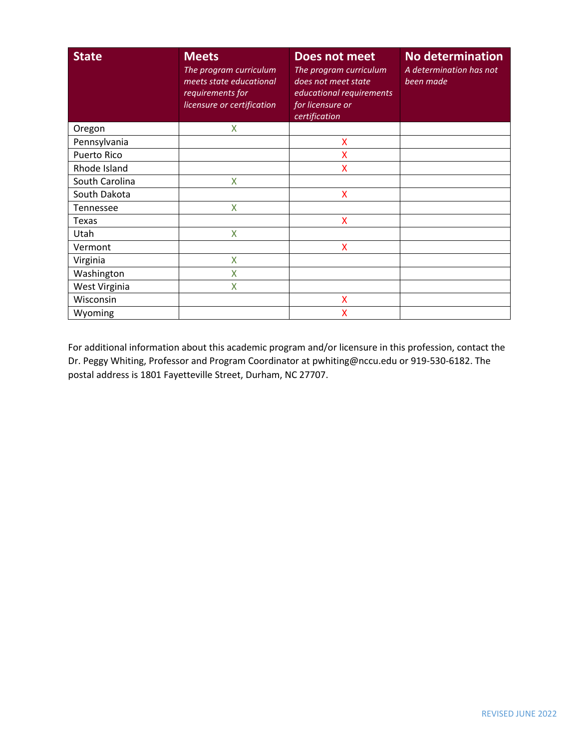| State | Meets *The program curriculum meets state educational requirements for licensure or certification* | Does not meet *The program curriculum does not meet state educational requirements for licensure or certification* | No determination *A determination has not been made* |
|---|---|---|---|
| Oregon | X | | |
| Pennsylvania | | X | |
| Puerto Rico | | X | |
| Rhode Island | | X | |
| South Carolina | X | | |
| South Dakota | | X | |
| Tennessee | X | | |
| Texas | | X | |
| Utah | X | | |
| Vermont | | X | |
| Virginia | X | | |
| Washington | X | | |
| West Virginia | X | | |
| Wisconsin | | X | |
| Wyoming | | X | |

For additional information about this academic program and/or licensure in this profession, contact the Dr. Peggy Whiting, Professor and Program Coordinator at pwhiting@nccu.edu or 919-530-6182. The postal address is 1801 Fayetteville Street, Durham, NC 27707.

REVISED JUNE 2022